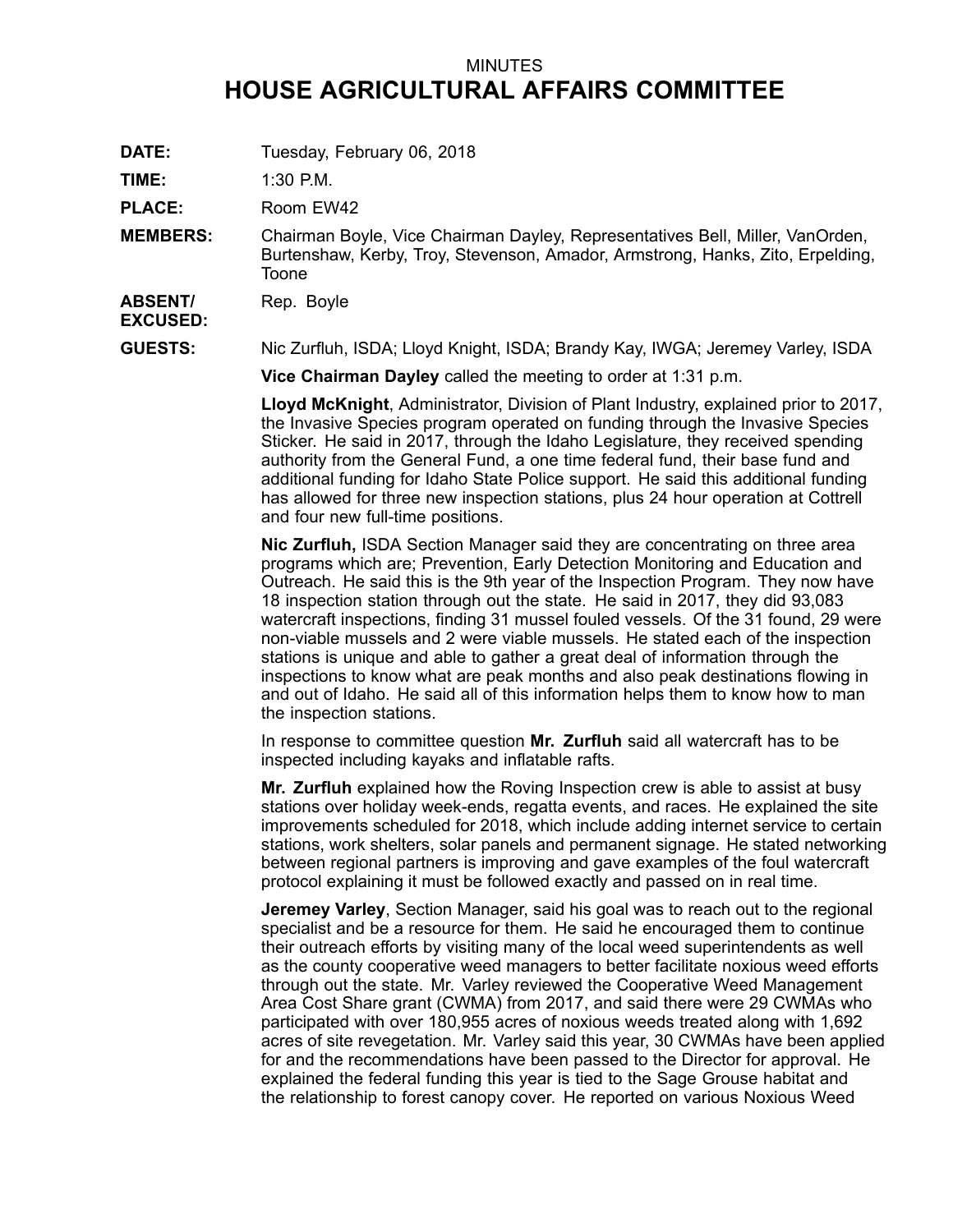MINUTES

# HOUSE AGRICULTURAL AFFAIRS COMMITTEE

**DATE:** Tuesday, February 06, 2018

**TIME:** 1:30 P.M.

**PLACE:** Room EW42

**MEMBERS:** Chairman Boyle, Vice Chairman Dayley, Representatives Bell, Miller, VanOrden, Burtenshaw, Kerby, Troy, Stevenson, Amador, Armstrong, Hanks, Zito, Erpelding, Toone

**ABSENT/ EXCUSED:** Rep. Boyle

**GUESTS:** Nic Zurfluh, ISDA; Lloyd Knight, ISDA; Brandy Kay, IWGA; Jeremey Varley, ISDA

**Vice Chairman Dayley** called the meeting to order at 1:31 p.m.

**Lloyd McKnight**, Administrator, Division of Plant Industry, explained prior to 2017, the Invasive Species program operated on funding through the Invasive Species Sticker. He said in 2017, through the Idaho Legislature, they received spending authority from the General Fund, a one time federal fund, their base fund and additional funding for Idaho State Police support. He said this additional funding has allowed for three new inspection stations, plus 24 hour operation at Cottrell and four new full-time positions.

**Nic Zurfluh,** ISDA Section Manager said they are concentrating on three area programs which are; Prevention, Early Detection Monitoring and Education and Outreach. He said this is the 9th year of the Inspection Program. They now have 18 inspection station through out the state. He said in 2017, they did 93,083 watercraft inspections, finding 31 mussel fouled vessels. Of the 31 found, 29 were non-viable mussels and 2 were viable mussels. He stated each of the inspection stations is unique and able to gather a great deal of information through the inspections to know what are peak months and also peak destinations flowing in and out of Idaho. He said all of this information helps them to know how to man the inspection stations.

In response to committee question **Mr. Zurfluh** said all watercraft has to be inspected including kayaks and inflatable rafts.

**Mr. Zurfluh** explained how the Roving Inspection crew is able to assist at busy stations over holiday week-ends, regatta events, and races. He explained the site improvements scheduled for 2018, which include adding internet service to certain stations, work shelters, solar panels and permanent signage. He stated networking between regional partners is improving and gave examples of the foul watercraft protocol explaining it must be followed exactly and passed on in real time.

**Jeremey Varley**, Section Manager, said his goal was to reach out to the regional specialist and be a resource for them. He said he encouraged them to continue their outreach efforts by visiting many of the local weed superintendents as well as the county cooperative weed managers to better facilitate noxious weed efforts through out the state. Mr. Varley reviewed the Cooperative Weed Management Area Cost Share grant (CWMA) from 2017, and said there were 29 CWMAs who participated with over 180,955 acres of noxious weeds treated along with 1,692 acres of site revegetation. Mr. Varley said this year, 30 CWMAs have been applied for and the recommendations have been passed to the Director for approval. He explained the federal funding this year is tied to the Sage Grouse habitat and the relationship to forest canopy cover. He reported on various Noxious Weed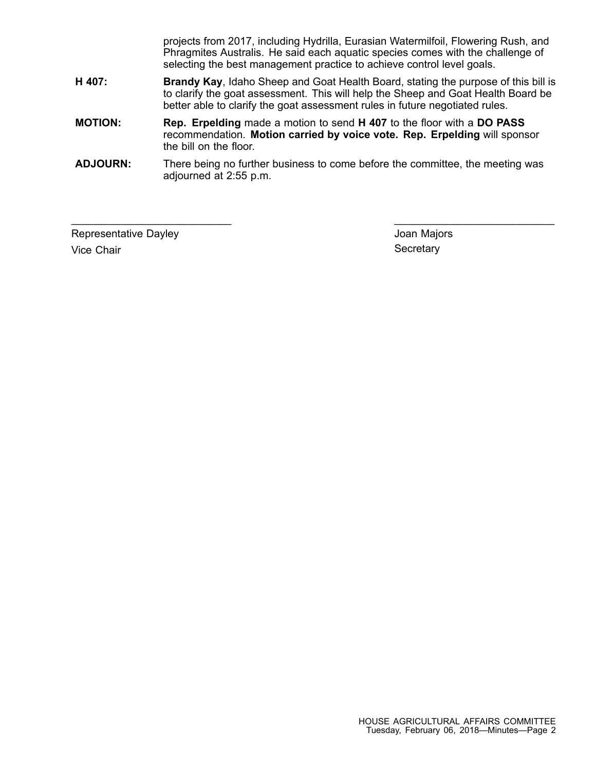projects from 2017, including Hydrilla, Eurasian Watermilfoil, Flowering Rush, and Phragmites Australis. He said each aquatic species comes with the challenge of selecting the best management practice to achieve control level goals.

**H 407:** **Brandy Kay**, Idaho Sheep and Goat Health Board, stating the purpose of this bill is to clarify the goat assessment. This will help the Sheep and Goat Health Board be better able to clarify the goat assessment rules in future negotiated rules.

**MOTION:** **Rep. Erpelding** made a motion to send **H 407** to the floor with a **DO PASS** recommendation. **Motion carried by voice vote. Rep. Erpelding** will sponsor the bill on the floor.

**ADJOURN:** There being no further business to come before the committee, the meeting was adjourned at 2:55 p.m.

___________________________
Representative Dayley
Vice Chair

___________________________
Joan Majors
Secretary